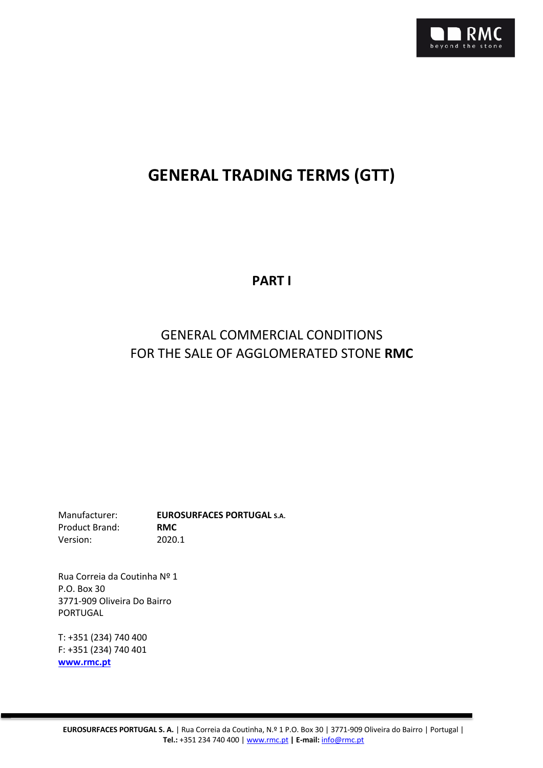# GENERAL TRADING TERMS (GTT)

## PART I

GENERAL COMMERCIAL CONDITIONS
FOR THE SALE OF AGGLOMERATED STONE **RMC**

| | |
|---|---|
| Manufacturer: | **EUROSURFACES PORTUGAL S.A.** |
| Product Brand: | **RMC** |
| Version: | 2020.1 |

Rua Correia da Coutinha Nº 1
P.O. Box 30
3771-909 Oliveira Do Bairro
PORTUGAL

T: +351 (234) 740 400
F: +351 (234) 740 401
**www.rmc.pt**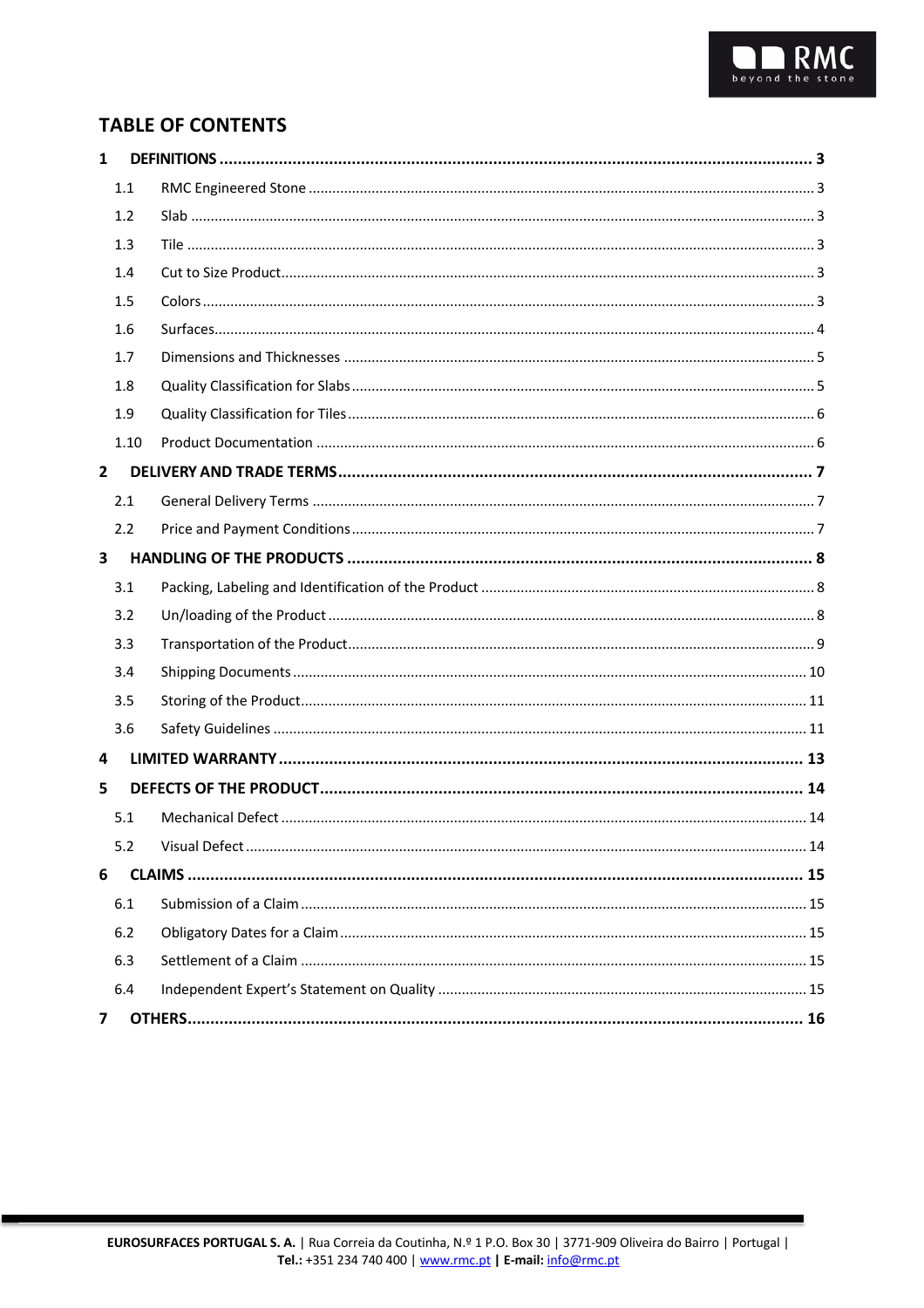## TABLE OF CONTENTS

**1 DEFINITIONS** ........ **3**

- 1.1 RMC Engineered Stone ........ 3
- 1.2 Slab ........ 3
- 1.3 Tile ........ 3
- 1.4 Cut to Size Product ........ 3
- 1.5 Colors ........ 3
- 1.6 Surfaces ........ 4
- 1.7 Dimensions and Thicknesses ........ 5
- 1.8 Quality Classification for Slabs ........ 5
- 1.9 Quality Classification for Tiles ........ 6
- 1.10 Product Documentation ........ 6

**2 DELIVERY AND TRADE TERMS** ........ **7**

- 2.1 General Delivery Terms ........ 7
- 2.2 Price and Payment Conditions ........ 7

**3 HANDLING OF THE PRODUCTS** ........ **8**

- 3.1 Packing, Labeling and Identification of the Product ........ 8
- 3.2 Un/loading of the Product ........ 8
- 3.3 Transportation of the Product ........ 9
- 3.4 Shipping Documents ........ 10
- 3.5 Storing of the Product ........ 11
- 3.6 Safety Guidelines ........ 11

**4 LIMITED WARRANTY** ........ **13**

**5 DEFECTS OF THE PRODUCT** ........ **14**

- 5.1 Mechanical Defect ........ 14
- 5.2 Visual Defect ........ 14

**6 CLAIMS** ........ **15**

- 6.1 Submission of a Claim ........ 15
- 6.2 Obligatory Dates for a Claim ........ 15
- 6.3 Settlement of a Claim ........ 15
- 6.4 Independent Expert's Statement on Quality ........ 15

**7 OTHERS** ........ **16**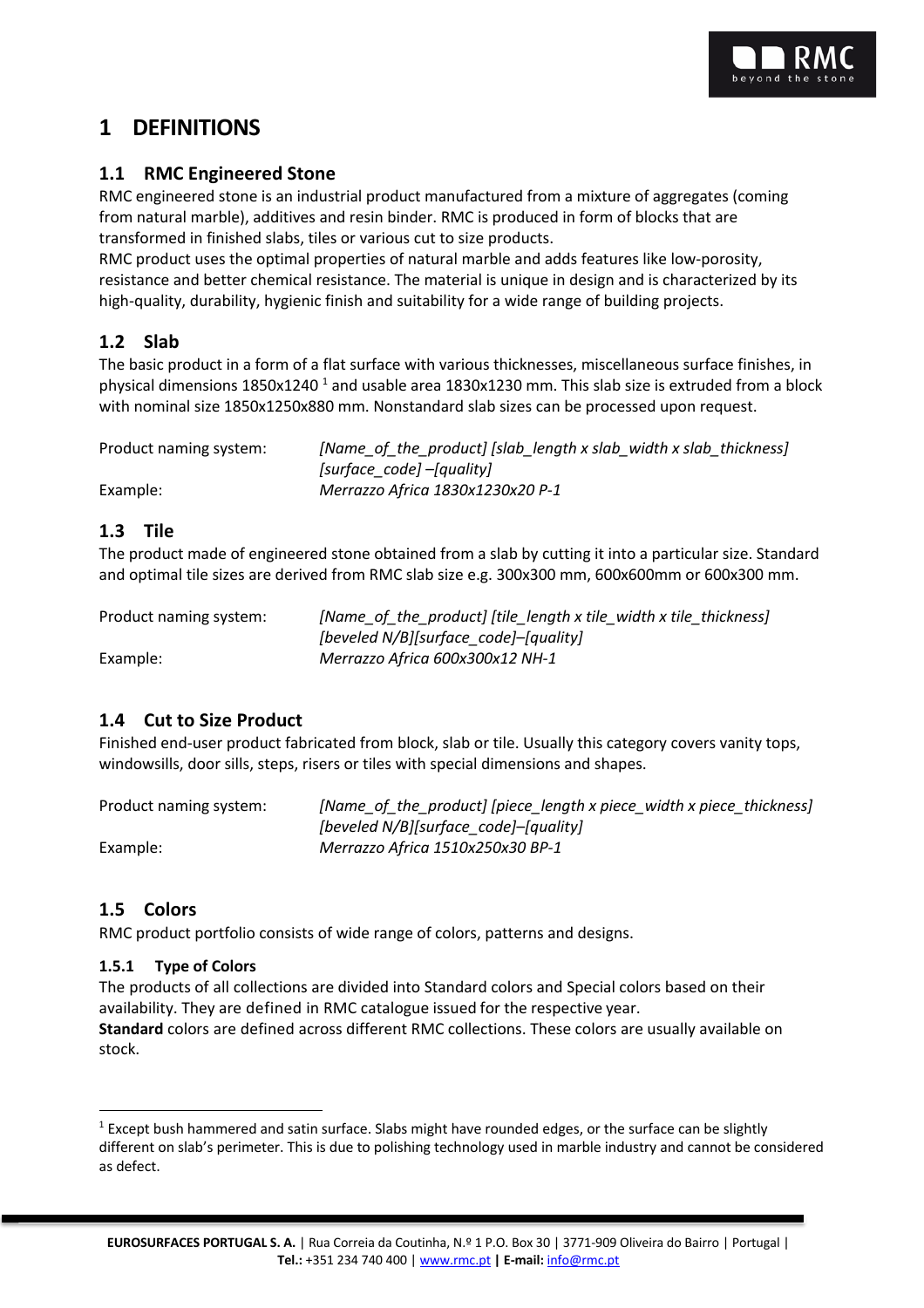# 1 DEFINITIONS

## 1.1 RMC Engineered Stone

RMC engineered stone is an industrial product manufactured from a mixture of aggregates (coming from natural marble), additives and resin binder. RMC is produced in form of blocks that are transformed in finished slabs, tiles or various cut to size products.
RMC product uses the optimal properties of natural marble and adds features like low-porosity, resistance and better chemical resistance. The material is unique in design and is characterized by its high-quality, durability, hygienic finish and suitability for a wide range of building projects.

## 1.2 Slab

The basic product in a form of a flat surface with various thicknesses, miscellaneous surface finishes, in physical dimensions 1850x1240 [1] and usable area 1830x1230 mm. This slab size is extruded from a block with nominal size 1850x1250x880 mm. Nonstandard slab sizes can be processed upon request.

Product naming system: *[Name_of_the_product] [slab_length x slab_width x slab_thickness] [surface_code] –[quality]*
Example: *Merrazzo Africa 1830x1230x20 P-1*

## 1.3 Tile

The product made of engineered stone obtained from a slab by cutting it into a particular size. Standard and optimal tile sizes are derived from RMC slab size e.g. 300x300 mm, 600x600mm or 600x300 mm.

Product naming system: *[Name_of_the_product] [tile_length x tile_width x tile_thickness] [beveled N/B][surface_code]–[quality]*
Example: *Merrazzo Africa 600x300x12 NH-1*

## 1.4 Cut to Size Product

Finished end-user product fabricated from block, slab or tile. Usually this category covers vanity tops, windowsills, door sills, steps, risers or tiles with special dimensions and shapes.

Product naming system: *[Name_of_the_product] [piece_length x piece_width x piece_thickness] [beveled N/B][surface_code]–[quality]*
Example: *Merrazzo Africa 1510x250x30 BP-1*

## 1.5 Colors

RMC product portfolio consists of wide range of colors, patterns and designs.

### 1.5.1 Type of Colors

The products of all collections are divided into Standard colors and Special colors based on their availability. They are defined in RMC catalogue issued for the respective year.
**Standard** colors are defined across different RMC collections. These colors are usually available on stock.

---

[1] Except bush hammered and satin surface. Slabs might have rounded edges, or the surface can be slightly different on slab's perimeter. This is due to polishing technology used in marble industry and cannot be considered as defect.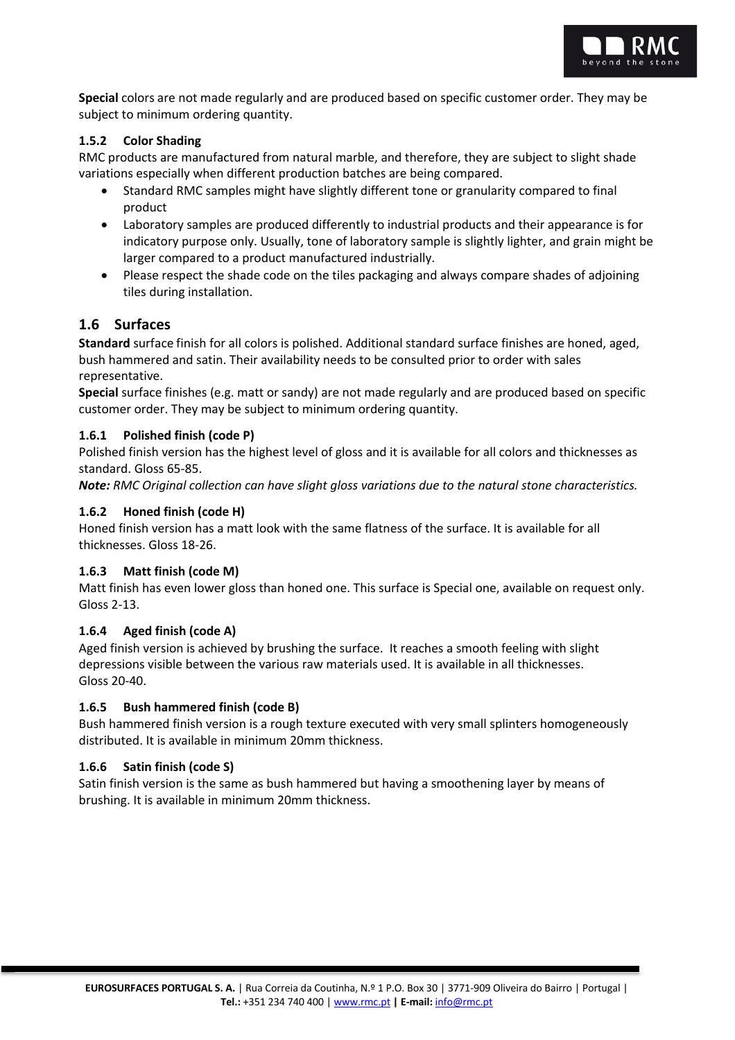**Special** colors are not made regularly and are produced based on specific customer order. They may be subject to minimum ordering quantity.

### 1.5.2 Color Shading

RMC products are manufactured from natural marble, and therefore, they are subject to slight shade variations especially when different production batches are being compared.

- Standard RMC samples might have slightly different tone or granularity compared to final product
- Laboratory samples are produced differently to industrial products and their appearance is for indicatory purpose only. Usually, tone of laboratory sample is slightly lighter, and grain might be larger compared to a product manufactured industrially.
- Please respect the shade code on the tiles packaging and always compare shades of adjoining tiles during installation.

## 1.6 Surfaces

**Standard** surface finish for all colors is polished. Additional standard surface finishes are honed, aged, bush hammered and satin. Their availability needs to be consulted prior to order with sales representative.

**Special** surface finishes (e.g. matt or sandy) are not made regularly and are produced based on specific customer order. They may be subject to minimum ordering quantity.

### 1.6.1 Polished finish (code P)

Polished finish version has the highest level of gloss and it is available for all colors and thicknesses as standard. Gloss 65-85.

***Note:*** *RMC Original collection can have slight gloss variations due to the natural stone characteristics.*

### 1.6.2 Honed finish (code H)

Honed finish version has a matt look with the same flatness of the surface. It is available for all thicknesses. Gloss 18-26.

### 1.6.3 Matt finish (code M)

Matt finish has even lower gloss than honed one. This surface is Special one, available on request only. Gloss 2-13.

### 1.6.4 Aged finish (code A)

Aged finish version is achieved by brushing the surface. It reaches a smooth feeling with slight depressions visible between the various raw materials used. It is available in all thicknesses. Gloss 20-40.

### 1.6.5 Bush hammered finish (code B)

Bush hammered finish version is a rough texture executed with very small splinters homogeneously distributed. It is available in minimum 20mm thickness.

### 1.6.6 Satin finish (code S)

Satin finish version is the same as bush hammered but having a smoothening layer by means of brushing. It is available in minimum 20mm thickness.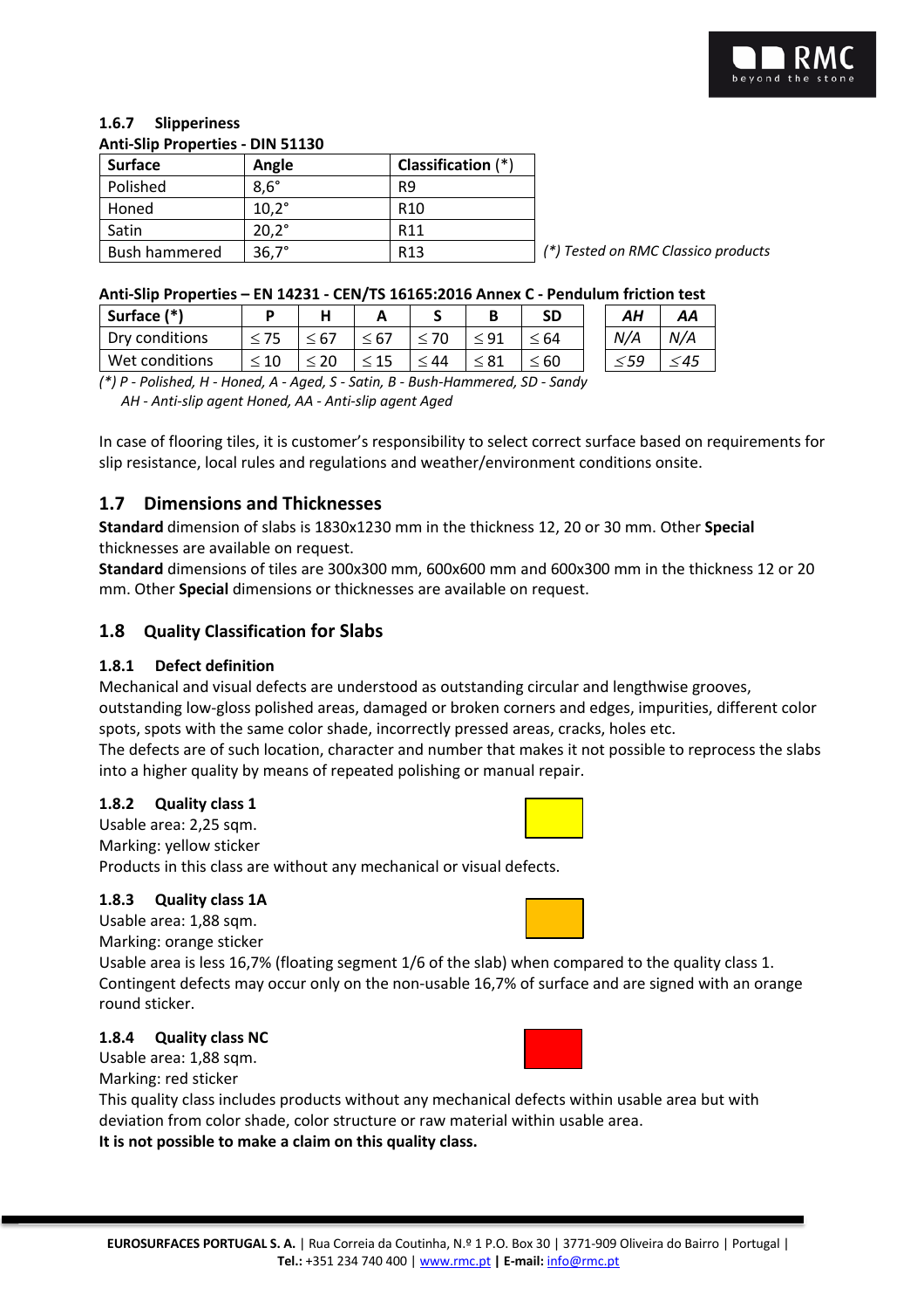### 1.6.7 Slipperiness

**Anti-Slip Properties - DIN 51130**

| Surface | Angle | Classification (*) |
|---|---|---|
| Polished | 8,6° | R9 |
| Honed | 10,2° | R10 |
| Satin | 20,2° | R11 |
| Bush hammered | 36,7° | R13 |

*(*) Tested on RMC Classico products*

**Anti-Slip Properties – EN 14231 - CEN/TS 16165:2016 Annex C - Pendulum friction test**

| Surface (*) | P | H | A | S | B | SD | *AH* | *AA* |
|---|---|---|---|---|---|---|---|---|
| Dry conditions | ≤ 75 | ≤ 67 | ≤ 67 | ≤ 70 | ≤ 91 | ≤ 64 | *N/A* | *N/A* |
| Wet conditions | ≤ 10 | ≤ 20 | ≤ 15 | ≤ 44 | ≤ 81 | ≤ 60 | *≤59* | *≤45* |

*(*) P - Polished, H - Honed, A - Aged, S - Satin, B - Bush-Hammered, SD - Sandy*
*AH - Anti-slip agent Honed, AA - Anti-slip agent Aged*

In case of flooring tiles, it is customer's responsibility to select correct surface based on requirements for slip resistance, local rules and regulations and weather/environment conditions onsite.

## 1.7 Dimensions and Thicknesses

**Standard** dimension of slabs is 1830x1230 mm in the thickness 12, 20 or 30 mm. Other **Special** thicknesses are available on request.

**Standard** dimensions of tiles are 300x300 mm, 600x600 mm and 600x300 mm in the thickness 12 or 20 mm. Other **Special** dimensions or thicknesses are available on request.

## 1.8 Quality Classification for Slabs

### 1.8.1 Defect definition

Mechanical and visual defects are understood as outstanding circular and lengthwise grooves, outstanding low-gloss polished areas, damaged or broken corners and edges, impurities, different color spots, spots with the same color shade, incorrectly pressed areas, cracks, holes etc.

The defects are of such location, character and number that makes it not possible to reprocess the slabs into a higher quality by means of repeated polishing or manual repair.

### 1.8.2 Quality class 1

Usable area: 2,25 sqm.

Marking: yellow sticker

Products in this class are without any mechanical or visual defects.

### 1.8.3 Quality class 1A

Usable area: 1,88 sqm.

Marking: orange sticker

Usable area is less 16,7% (floating segment 1/6 of the slab) when compared to the quality class 1. Contingent defects may occur only on the non-usable 16,7% of surface and are signed with an orange round sticker.

### 1.8.4 Quality class NC

Usable area: 1,88 sqm.

Marking: red sticker

This quality class includes products without any mechanical defects within usable area but with deviation from color shade, color structure or raw material within usable area.

**It is not possible to make a claim on this quality class.**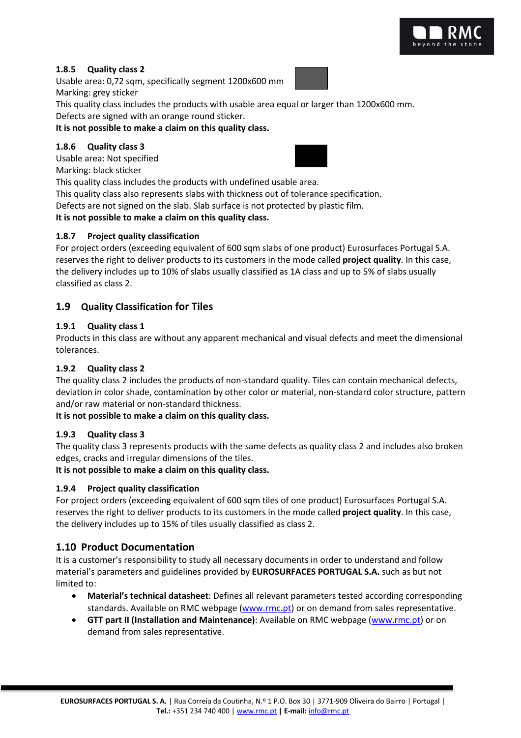#### 1.8.5 Quality class 2

Usable area: 0,72 sqm, specifically segment 1200x600 mm

Marking: grey sticker

This quality class includes the products with usable area equal or larger than 1200x600 mm.

Defects are signed with an orange round sticker.

**It is not possible to make a claim on this quality class.**

#### 1.8.6 Quality class 3

Usable area: Not specified

Marking: black sticker

This quality class includes the products with undefined usable area.

This quality class also represents slabs with thickness out of tolerance specification.

Defects are not signed on the slab. Slab surface is not protected by plastic film.

**It is not possible to make a claim on this quality class.**

#### 1.8.7 Project quality classification

For project orders (exceeding equivalent of 600 sqm slabs of one product) Eurosurfaces Portugal S.A. reserves the right to deliver products to its customers in the mode called **project quality**. In this case, the delivery includes up to 10% of slabs usually classified as 1A class and up to 5% of slabs usually classified as class 2.

### 1.9 Quality Classification for Tiles

#### 1.9.1 Quality class 1

Products in this class are without any apparent mechanical and visual defects and meet the dimensional tolerances.

#### 1.9.2 Quality class 2

The quality class 2 includes the products of non-standard quality. Tiles can contain mechanical defects, deviation in color shade, contamination by other color or material, non-standard color structure, pattern and/or raw material or non-standard thickness.

**It is not possible to make a claim on this quality class.**

#### 1.9.3 Quality class 3

The quality class 3 represents products with the same defects as quality class 2 and includes also broken edges, cracks and irregular dimensions of the tiles.

**It is not possible to make a claim on this quality class.**

#### 1.9.4 Project quality classification

For project orders (exceeding equivalent of 600 sqm tiles of one product) Eurosurfaces Portugal S.A. reserves the right to deliver products to its customers in the mode called **project quality**. In this case, the delivery includes up to 15% of tiles usually classified as class 2.

### 1.10 Product Documentation

It is a customer's responsibility to study all necessary documents in order to understand and follow material's parameters and guidelines provided by **EUROSURFACES PORTUGAL S.A.** such as but not limited to:

- **Material's technical datasheet**: Defines all relevant parameters tested according corresponding standards. Available on RMC webpage (www.rmc.pt) or on demand from sales representative.
- **GTT part II (Installation and Maintenance)**: Available on RMC webpage (www.rmc.pt) or on demand from sales representative.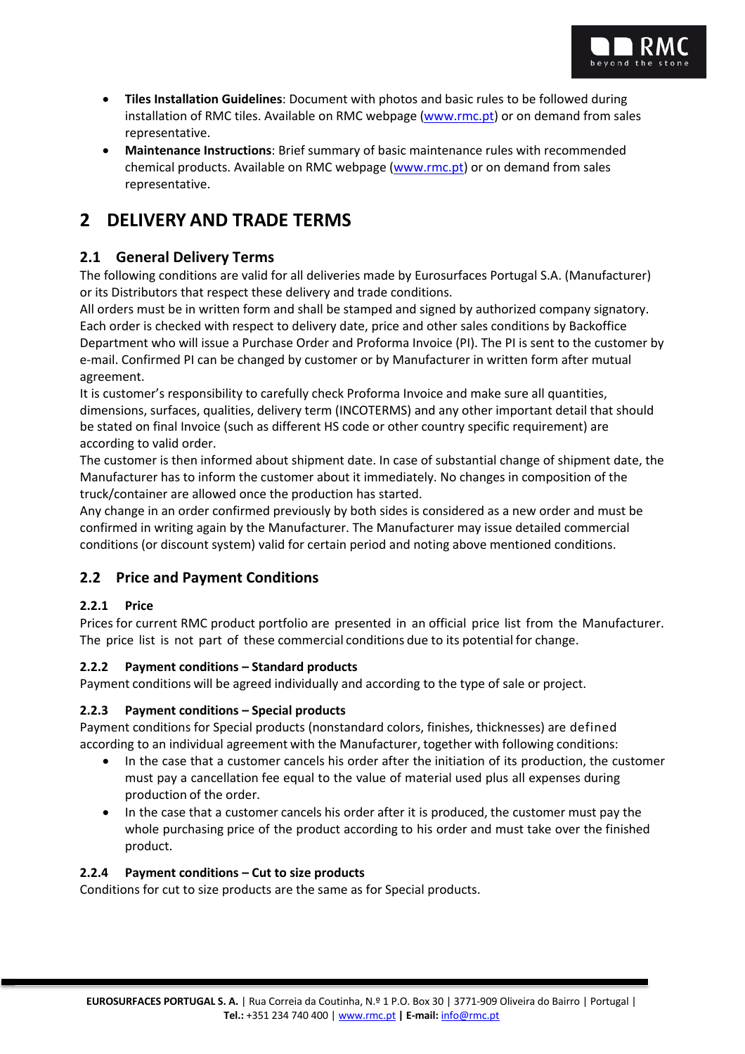- **Tiles Installation Guidelines**: Document with photos and basic rules to be followed during installation of RMC tiles. Available on RMC webpage (www.rmc.pt) or on demand from sales representative.
- **Maintenance Instructions**: Brief summary of basic maintenance rules with recommended chemical products. Available on RMC webpage (www.rmc.pt) or on demand from sales representative.

# 2 DELIVERY AND TRADE TERMS

## 2.1 General Delivery Terms

The following conditions are valid for all deliveries made by Eurosurfaces Portugal S.A. (Manufacturer) or its Distributors that respect these delivery and trade conditions.

All orders must be in written form and shall be stamped and signed by authorized company signatory. Each order is checked with respect to delivery date, price and other sales conditions by Backoffice Department who will issue a Purchase Order and Proforma Invoice (PI). The PI is sent to the customer by e-mail. Confirmed PI can be changed by customer or by Manufacturer in written form after mutual agreement.

It is customer's responsibility to carefully check Proforma Invoice and make sure all quantities, dimensions, surfaces, qualities, delivery term (INCOTERMS) and any other important detail that should be stated on final Invoice (such as different HS code or other country specific requirement) are according to valid order.

The customer is then informed about shipment date. In case of substantial change of shipment date, the Manufacturer has to inform the customer about it immediately. No changes in composition of the truck/container are allowed once the production has started.

Any change in an order confirmed previously by both sides is considered as a new order and must be confirmed in writing again by the Manufacturer. The Manufacturer may issue detailed commercial conditions (or discount system) valid for certain period and noting above mentioned conditions.

## 2.2 Price and Payment Conditions

### 2.2.1 Price

Prices for current RMC product portfolio are presented in an official price list from the Manufacturer. The price list is not part of these commercial conditions due to its potential for change.

### 2.2.2 Payment conditions – Standard products

Payment conditions will be agreed individually and according to the type of sale or project.

### 2.2.3 Payment conditions – Special products

Payment conditions for Special products (nonstandard colors, finishes, thicknesses) are defined according to an individual agreement with the Manufacturer, together with following conditions:

- In the case that a customer cancels his order after the initiation of its production, the customer must pay a cancellation fee equal to the value of material used plus all expenses during production of the order.
- In the case that a customer cancels his order after it is produced, the customer must pay the whole purchasing price of the product according to his order and must take over the finished product.

### 2.2.4 Payment conditions – Cut to size products

Conditions for cut to size products are the same as for Special products.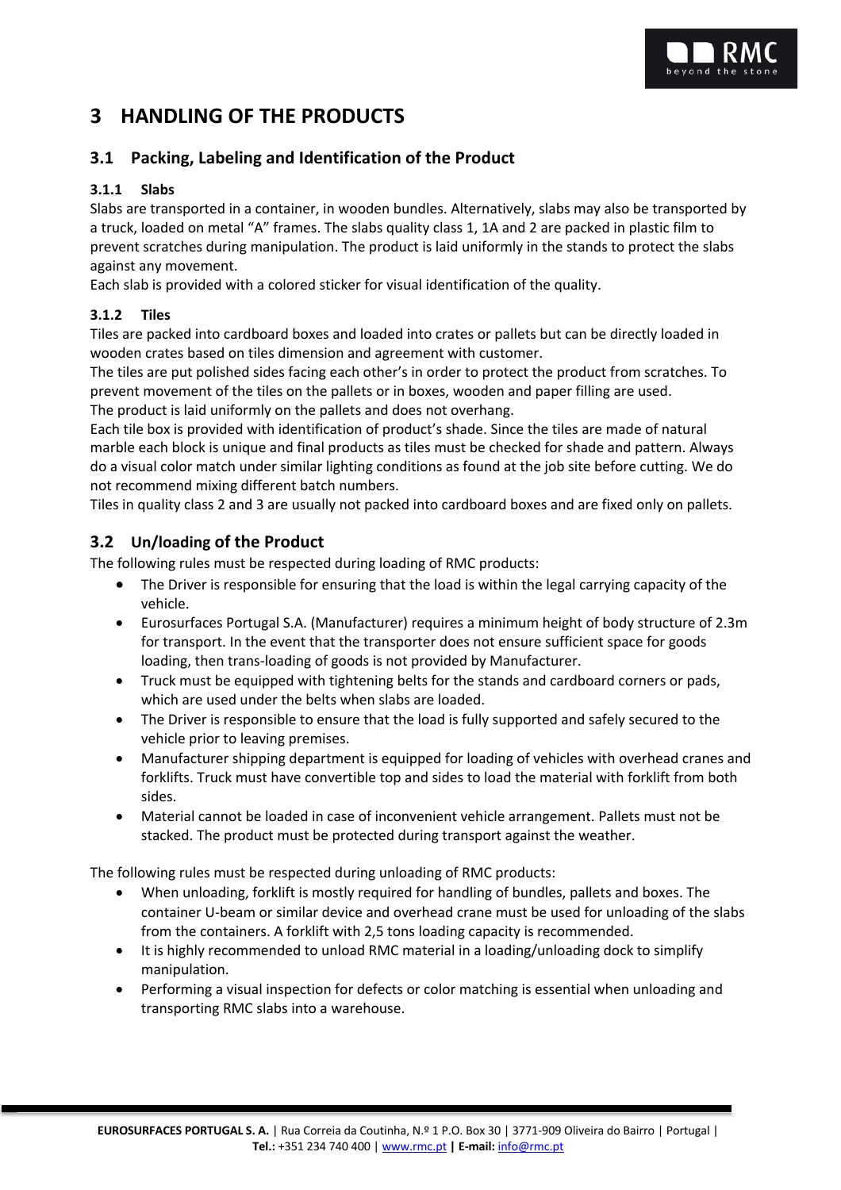# 3 HANDLING OF THE PRODUCTS

## 3.1 Packing, Labeling and Identification of the Product

### 3.1.1 Slabs

Slabs are transported in a container, in wooden bundles. Alternatively, slabs may also be transported by a truck, loaded on metal "A" frames. The slabs quality class 1, 1A and 2 are packed in plastic film to prevent scratches during manipulation. The product is laid uniformly in the stands to protect the slabs against any movement.

Each slab is provided with a colored sticker for visual identification of the quality.

### 3.1.2 Tiles

Tiles are packed into cardboard boxes and loaded into crates or pallets but can be directly loaded in wooden crates based on tiles dimension and agreement with customer.

The tiles are put polished sides facing each other's in order to protect the product from scratches. To prevent movement of the tiles on the pallets or in boxes, wooden and paper filling are used.

The product is laid uniformly on the pallets and does not overhang.

Each tile box is provided with identification of product's shade. Since the tiles are made of natural marble each block is unique and final products as tiles must be checked for shade and pattern. Always do a visual color match under similar lighting conditions as found at the job site before cutting. We do not recommend mixing different batch numbers.

Tiles in quality class 2 and 3 are usually not packed into cardboard boxes and are fixed only on pallets.

## 3.2 Un/loading of the Product

The following rules must be respected during loading of RMC products:

- The Driver is responsible for ensuring that the load is within the legal carrying capacity of the vehicle.
- Eurosurfaces Portugal S.A. (Manufacturer) requires a minimum height of body structure of 2.3m for transport. In the event that the transporter does not ensure sufficient space for goods loading, then trans-loading of goods is not provided by Manufacturer.
- Truck must be equipped with tightening belts for the stands and cardboard corners or pads, which are used under the belts when slabs are loaded.
- The Driver is responsible to ensure that the load is fully supported and safely secured to the vehicle prior to leaving premises.
- Manufacturer shipping department is equipped for loading of vehicles with overhead cranes and forklifts. Truck must have convertible top and sides to load the material with forklift from both sides.
- Material cannot be loaded in case of inconvenient vehicle arrangement. Pallets must not be stacked. The product must be protected during transport against the weather.

The following rules must be respected during unloading of RMC products:

- When unloading, forklift is mostly required for handling of bundles, pallets and boxes. The container U-beam or similar device and overhead crane must be used for unloading of the slabs from the containers. A forklift with 2,5 tons loading capacity is recommended.
- It is highly recommended to unload RMC material in a loading/unloading dock to simplify manipulation.
- Performing a visual inspection for defects or color matching is essential when unloading and transporting RMC slabs into a warehouse.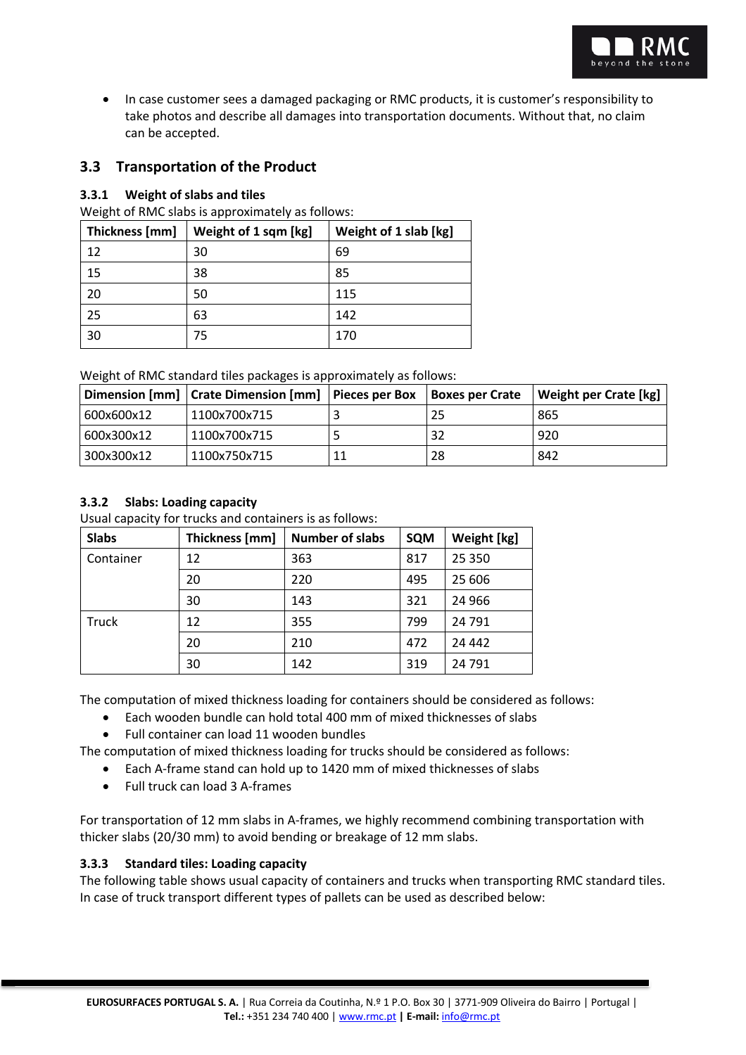- In case customer sees a damaged packaging or RMC products, it is customer's responsibility to take photos and describe all damages into transportation documents. Without that, no claim can be accepted.

## 3.3 Transportation of the Product

### 3.3.1 Weight of slabs and tiles

Weight of RMC slabs is approximately as follows:

| Thickness [mm] | Weight of 1 sqm [kg] | Weight of 1 slab [kg] |
|---|---|---|
| 12 | 30 | 69 |
| 15 | 38 | 85 |
| 20 | 50 | 115 |
| 25 | 63 | 142 |
| 30 | 75 | 170 |

Weight of RMC standard tiles packages is approximately as follows:

| Dimension [mm] | Crate Dimension [mm] | Pieces per Box | Boxes per Crate | Weight per Crate [kg] |
|---|---|---|---|---|
| 600x600x12 | 1100x700x715 | 3 | 25 | 865 |
| 600x300x12 | 1100x700x715 | 5 | 32 | 920 |
| 300x300x12 | 1100x750x715 | 11 | 28 | 842 |

### 3.3.2 Slabs: Loading capacity

Usual capacity for trucks and containers is as follows:

| Slabs | Thickness [mm] | Number of slabs | SQM | Weight [kg] |
|---|---|---|---|---|
| Container | 12 | 363 | 817 | 25 350 |
| | 20 | 220 | 495 | 25 606 |
| | 30 | 143 | 321 | 24 966 |
| Truck | 12 | 355 | 799 | 24 791 |
| | 20 | 210 | 472 | 24 442 |
| | 30 | 142 | 319 | 24 791 |

The computation of mixed thickness loading for containers should be considered as follows:

- Each wooden bundle can hold total 400 mm of mixed thicknesses of slabs
- Full container can load 11 wooden bundles

The computation of mixed thickness loading for trucks should be considered as follows:

- Each A-frame stand can hold up to 1420 mm of mixed thicknesses of slabs
- Full truck can load 3 A-frames

For transportation of 12 mm slabs in A-frames, we highly recommend combining transportation with thicker slabs (20/30 mm) to avoid bending or breakage of 12 mm slabs.

### 3.3.3 Standard tiles: Loading capacity

The following table shows usual capacity of containers and trucks when transporting RMC standard tiles. In case of truck transport different types of pallets can be used as described below: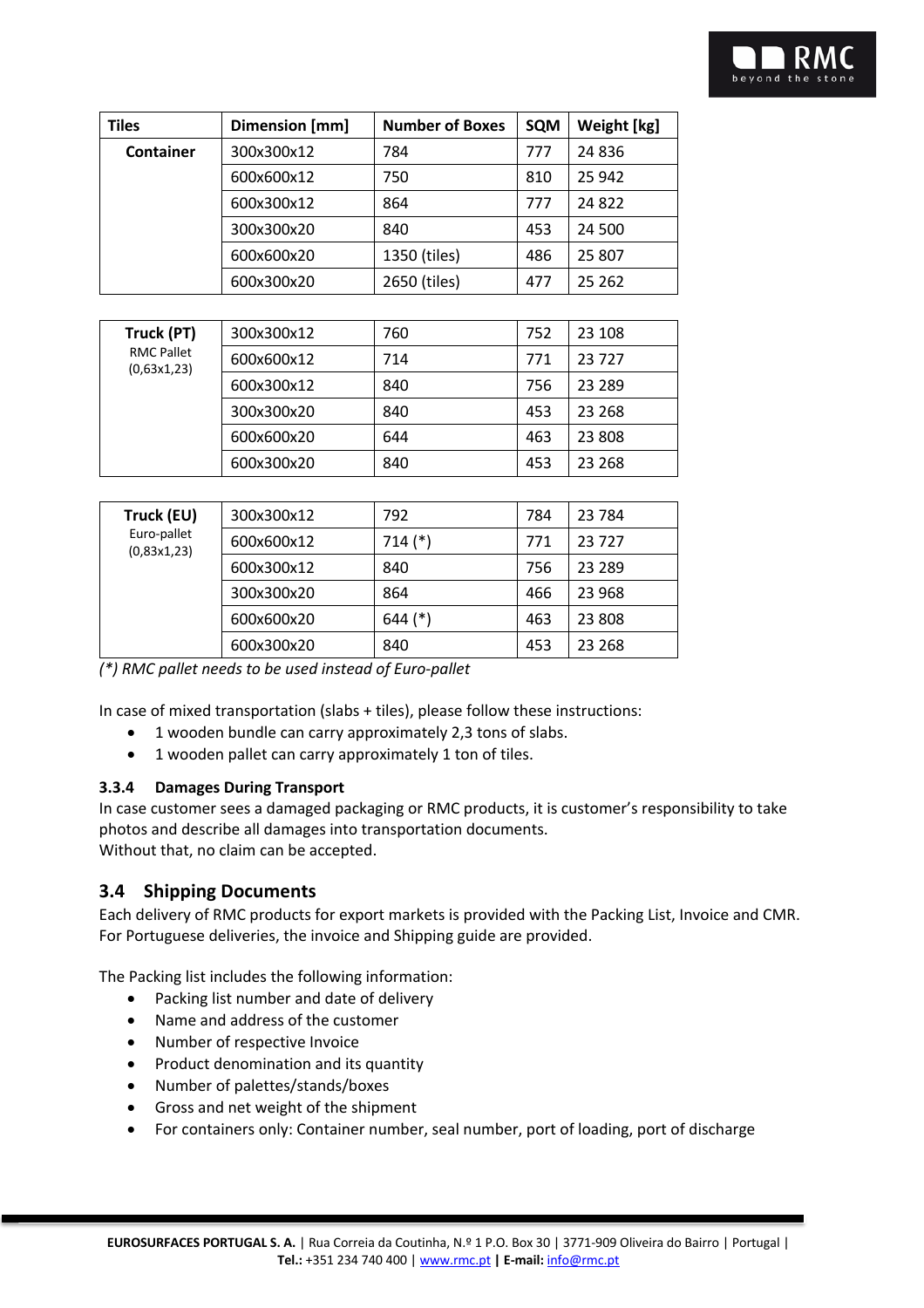| Tiles | Dimension [mm] | Number of Boxes | SQM | Weight [kg] |
|---|---|---|---|---|
| **Container** | 300x300x12 | 784 | 777 | 24 836 |
| | 600x600x12 | 750 | 810 | 25 942 |
| | 600x300x12 | 864 | 777 | 24 822 |
| | 300x300x20 | 840 | 453 | 24 500 |
| | 600x600x20 | 1350 (tiles) | 486 | 25 807 |
| | 600x300x20 | 2650 (tiles) | 477 | 25 262 |

| **Truck (PT)** RMC Pallet (0,63x1,23) | 300x300x12 | 760 | 752 | 23 108 |
|---|---|---|---|---|
| | 600x600x12 | 714 | 771 | 23 727 |
| | 600x300x12 | 840 | 756 | 23 289 |
| | 300x300x20 | 840 | 453 | 23 268 |
| | 600x600x20 | 644 | 463 | 23 808 |
| | 600x300x20 | 840 | 453 | 23 268 |

| **Truck (EU)** Euro-pallet (0,83x1,23) | 300x300x12 | 792 | 784 | 23 784 |
|---|---|---|---|---|
| | 600x600x12 | 714 (*) | 771 | 23 727 |
| | 600x300x12 | 840 | 756 | 23 289 |
| | 300x300x20 | 864 | 466 | 23 968 |
| | 600x600x20 | 644 (*) | 463 | 23 808 |
| | 600x300x20 | 840 | 453 | 23 268 |

*(*) RMC pallet needs to be used instead of Euro-pallet*

In case of mixed transportation (slabs + tiles), please follow these instructions:

- 1 wooden bundle can carry approximately 2,3 tons of slabs.
- 1 wooden pallet can carry approximately 1 ton of tiles.

#### 3.3.4 Damages During Transport

In case customer sees a damaged packaging or RMC products, it is customer's responsibility to take photos and describe all damages into transportation documents.
Without that, no claim can be accepted.

### 3.4 Shipping Documents

Each delivery of RMC products for export markets is provided with the Packing List, Invoice and CMR. For Portuguese deliveries, the invoice and Shipping guide are provided.

The Packing list includes the following information:

- Packing list number and date of delivery
- Name and address of the customer
- Number of respective Invoice
- Product denomination and its quantity
- Number of palettes/stands/boxes
- Gross and net weight of the shipment
- For containers only: Container number, seal number, port of loading, port of discharge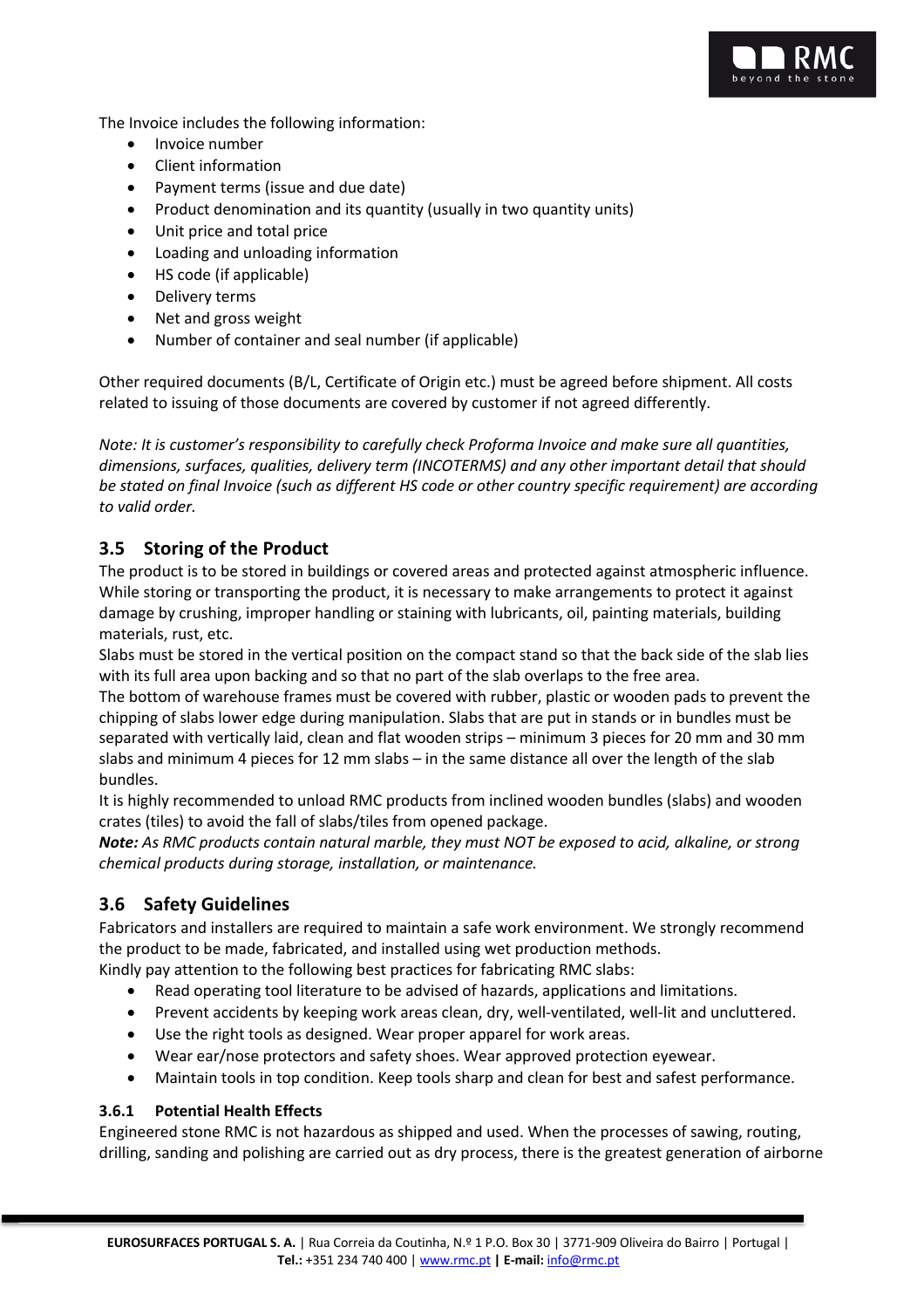The Invoice includes the following information:

- Invoice number
- Client information
- Payment terms (issue and due date)
- Product denomination and its quantity (usually in two quantity units)
- Unit price and total price
- Loading and unloading information
- HS code (if applicable)
- Delivery terms
- Net and gross weight
- Number of container and seal number (if applicable)

Other required documents (B/L, Certificate of Origin etc.) must be agreed before shipment. All costs related to issuing of those documents are covered by customer if not agreed differently.

*Note: It is customer's responsibility to carefully check Proforma Invoice and make sure all quantities, dimensions, surfaces, qualities, delivery term (INCOTERMS) and any other important detail that should be stated on final Invoice (such as different HS code or other country specific requirement) are according to valid order.*

## 3.5 Storing of the Product

The product is to be stored in buildings or covered areas and protected against atmospheric influence. While storing or transporting the product, it is necessary to make arrangements to protect it against damage by crushing, improper handling or staining with lubricants, oil, painting materials, building materials, rust, etc.

Slabs must be stored in the vertical position on the compact stand so that the back side of the slab lies with its full area upon backing and so that no part of the slab overlaps to the free area.

The bottom of warehouse frames must be covered with rubber, plastic or wooden pads to prevent the chipping of slabs lower edge during manipulation. Slabs that are put in stands or in bundles must be separated with vertically laid, clean and flat wooden strips – minimum 3 pieces for 20 mm and 30 mm slabs and minimum 4 pieces for 12 mm slabs – in the same distance all over the length of the slab bundles.

It is highly recommended to unload RMC products from inclined wooden bundles (slabs) and wooden crates (tiles) to avoid the fall of slabs/tiles from opened package.

***Note:*** *As RMC products contain natural marble, they must NOT be exposed to acid, alkaline, or strong chemical products during storage, installation, or maintenance.*

## 3.6 Safety Guidelines

Fabricators and installers are required to maintain a safe work environment. We strongly recommend the product to be made, fabricated, and installed using wet production methods.

Kindly pay attention to the following best practices for fabricating RMC slabs:

- Read operating tool literature to be advised of hazards, applications and limitations.
- Prevent accidents by keeping work areas clean, dry, well-ventilated, well-lit and uncluttered.
- Use the right tools as designed. Wear proper apparel for work areas.
- Wear ear/nose protectors and safety shoes. Wear approved protection eyewear.
- Maintain tools in top condition. Keep tools sharp and clean for best and safest performance.

### 3.6.1 Potential Health Effects

Engineered stone RMC is not hazardous as shipped and used. When the processes of sawing, routing, drilling, sanding and polishing are carried out as dry process, there is the greatest generation of airborne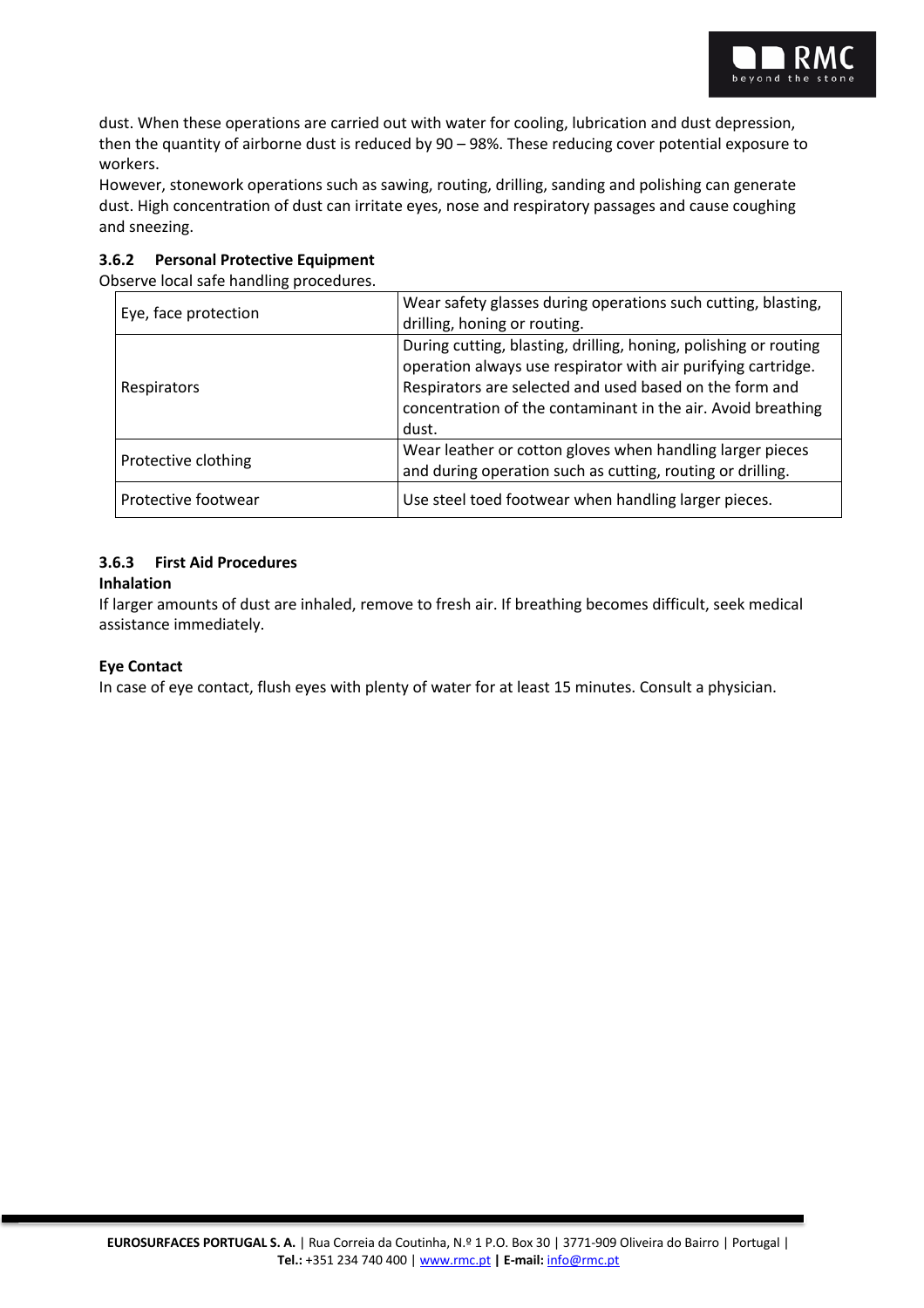dust. When these operations are carried out with water for cooling, lubrication and dust depression, then the quantity of airborne dust is reduced by 90 – 98%. These reducing cover potential exposure to workers.

However, stonework operations such as sawing, routing, drilling, sanding and polishing can generate dust. High concentration of dust can irritate eyes, nose and respiratory passages and cause coughing and sneezing.

### 3.6.2 Personal Protective Equipment

Observe local safe handling procedures.

| | |
|---|---|
| Eye, face protection | Wear safety glasses during operations such cutting, blasting, drilling, honing or routing. |
| Respirators | During cutting, blasting, drilling, honing, polishing or routing operation always use respirator with air purifying cartridge. Respirators are selected and used based on the form and concentration of the contaminant in the air. Avoid breathing dust. |
| Protective clothing | Wear leather or cotton gloves when handling larger pieces and during operation such as cutting, routing or drilling. |
| Protective footwear | Use steel toed footwear when handling larger pieces. |

### 3.6.3 First Aid Procedures

**Inhalation**

If larger amounts of dust are inhaled, remove to fresh air. If breathing becomes difficult, seek medical assistance immediately.

**Eye Contact**

In case of eye contact, flush eyes with plenty of water for at least 15 minutes. Consult a physician.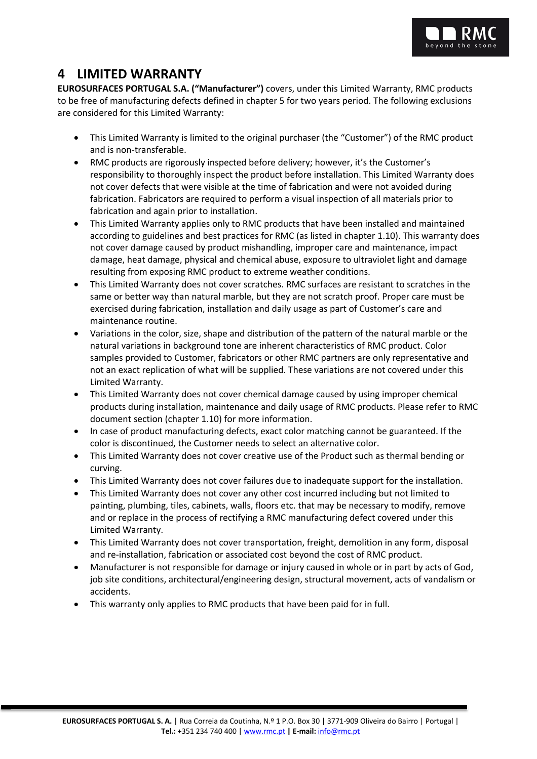# 4 LIMITED WARRANTY

**EUROSURFACES PORTUGAL S.A. ("Manufacturer")** covers, under this Limited Warranty, RMC products to be free of manufacturing defects defined in chapter 5 for two years period. The following exclusions are considered for this Limited Warranty:

- This Limited Warranty is limited to the original purchaser (the "Customer") of the RMC product and is non-transferable.
- RMC products are rigorously inspected before delivery; however, it's the Customer's responsibility to thoroughly inspect the product before installation. This Limited Warranty does not cover defects that were visible at the time of fabrication and were not avoided during fabrication. Fabricators are required to perform a visual inspection of all materials prior to fabrication and again prior to installation.
- This Limited Warranty applies only to RMC products that have been installed and maintained according to guidelines and best practices for RMC (as listed in chapter 1.10). This warranty does not cover damage caused by product mishandling, improper care and maintenance, impact damage, heat damage, physical and chemical abuse, exposure to ultraviolet light and damage resulting from exposing RMC product to extreme weather conditions.
- This Limited Warranty does not cover scratches. RMC surfaces are resistant to scratches in the same or better way than natural marble, but they are not scratch proof. Proper care must be exercised during fabrication, installation and daily usage as part of Customer's care and maintenance routine.
- Variations in the color, size, shape and distribution of the pattern of the natural marble or the natural variations in background tone are inherent characteristics of RMC product. Color samples provided to Customer, fabricators or other RMC partners are only representative and not an exact replication of what will be supplied. These variations are not covered under this Limited Warranty.
- This Limited Warranty does not cover chemical damage caused by using improper chemical products during installation, maintenance and daily usage of RMC products. Please refer to RMC document section (chapter 1.10) for more information.
- In case of product manufacturing defects, exact color matching cannot be guaranteed. If the color is discontinued, the Customer needs to select an alternative color.
- This Limited Warranty does not cover creative use of the Product such as thermal bending or curving.
- This Limited Warranty does not cover failures due to inadequate support for the installation.
- This Limited Warranty does not cover any other cost incurred including but not limited to painting, plumbing, tiles, cabinets, walls, floors etc. that may be necessary to modify, remove and or replace in the process of rectifying a RMC manufacturing defect covered under this Limited Warranty.
- This Limited Warranty does not cover transportation, freight, demolition in any form, disposal and re-installation, fabrication or associated cost beyond the cost of RMC product.
- Manufacturer is not responsible for damage or injury caused in whole or in part by acts of God, job site conditions, architectural/engineering design, structural movement, acts of vandalism or accidents.
- This warranty only applies to RMC products that have been paid for in full.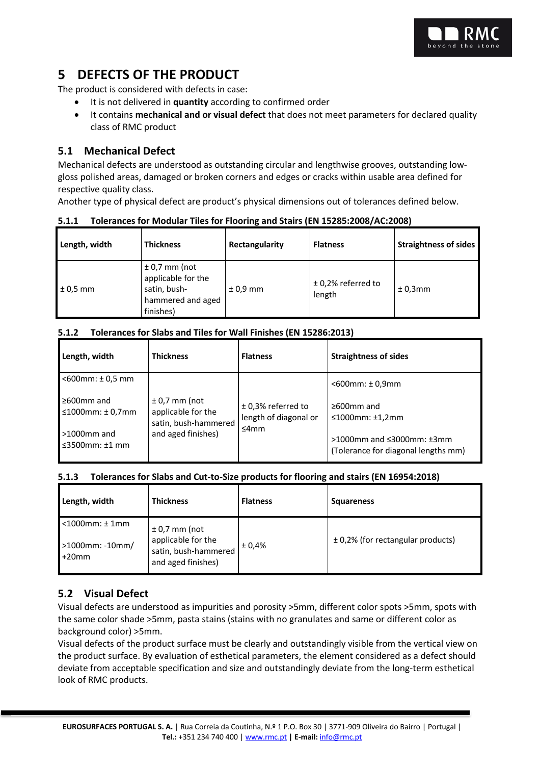# 5 DEFECTS OF THE PRODUCT

The product is considered with defects in case:

- It is not delivered in **quantity** according to confirmed order
- It contains **mechanical and or visual defect** that does not meet parameters for declared quality class of RMC product

## 5.1 Mechanical Defect

Mechanical defects are understood as outstanding circular and lengthwise grooves, outstanding low-gloss polished areas, damaged or broken corners and edges or cracks within usable area defined for respective quality class.

Another type of physical defect are product's physical dimensions out of tolerances defined below.

### 5.1.1 Tolerances for Modular Tiles for Flooring and Stairs (EN 15285:2008/AC:2008)

| Length, width | Thickness | Rectangularity | Flatness | Straightness of sides |
|---|---|---|---|---|
| ± 0,5 mm | ± 0,7 mm (not applicable for the satin, bush-hammered and aged finishes) | ± 0,9 mm | ± 0,2% referred to length | ± 0,3mm |

### 5.1.2 Tolerances for Slabs and Tiles for Wall Finishes (EN 15286:2013)

| Length, width | Thickness | Flatness | Straightness of sides |
|---|---|---|---|
| <600mm: ± 0,5 mm<br>≥600mm and ≤1000mm: ± 0,7mm<br>>1000mm and ≤3500mm: ±1 mm | ± 0,7 mm (not applicable for the satin, bush-hammered and aged finishes) | ± 0,3% referred to length of diagonal or ≤4mm | <600mm: ± 0,9mm<br>≥600mm and ≤1000mm: ±1,2mm<br>>1000mm and ≤3000mm: ±3mm (Tolerance for diagonal lengths mm) |

### 5.1.3 Tolerances for Slabs and Cut-to-Size products for flooring and stairs (EN 16954:2018)

| Length, width | Thickness | Flatness | Squareness |
|---|---|---|---|
| <1000mm: ± 1mm<br>>1000mm: -10mm/ +20mm | ± 0,7 mm (not applicable for the satin, bush-hammered and aged finishes) | ± 0,4% | ± 0,2% (for rectangular products) |

## 5.2 Visual Defect

Visual defects are understood as impurities and porosity >5mm, different color spots >5mm, spots with the same color shade >5mm, pasta stains (stains with no granulates and same or different color as background color) >5mm.

Visual defects of the product surface must be clearly and outstandingly visible from the vertical view on the product surface. By evaluation of esthetical parameters, the element considered as a defect should deviate from acceptable specification and size and outstandingly deviate from the long-term esthetical look of RMC products.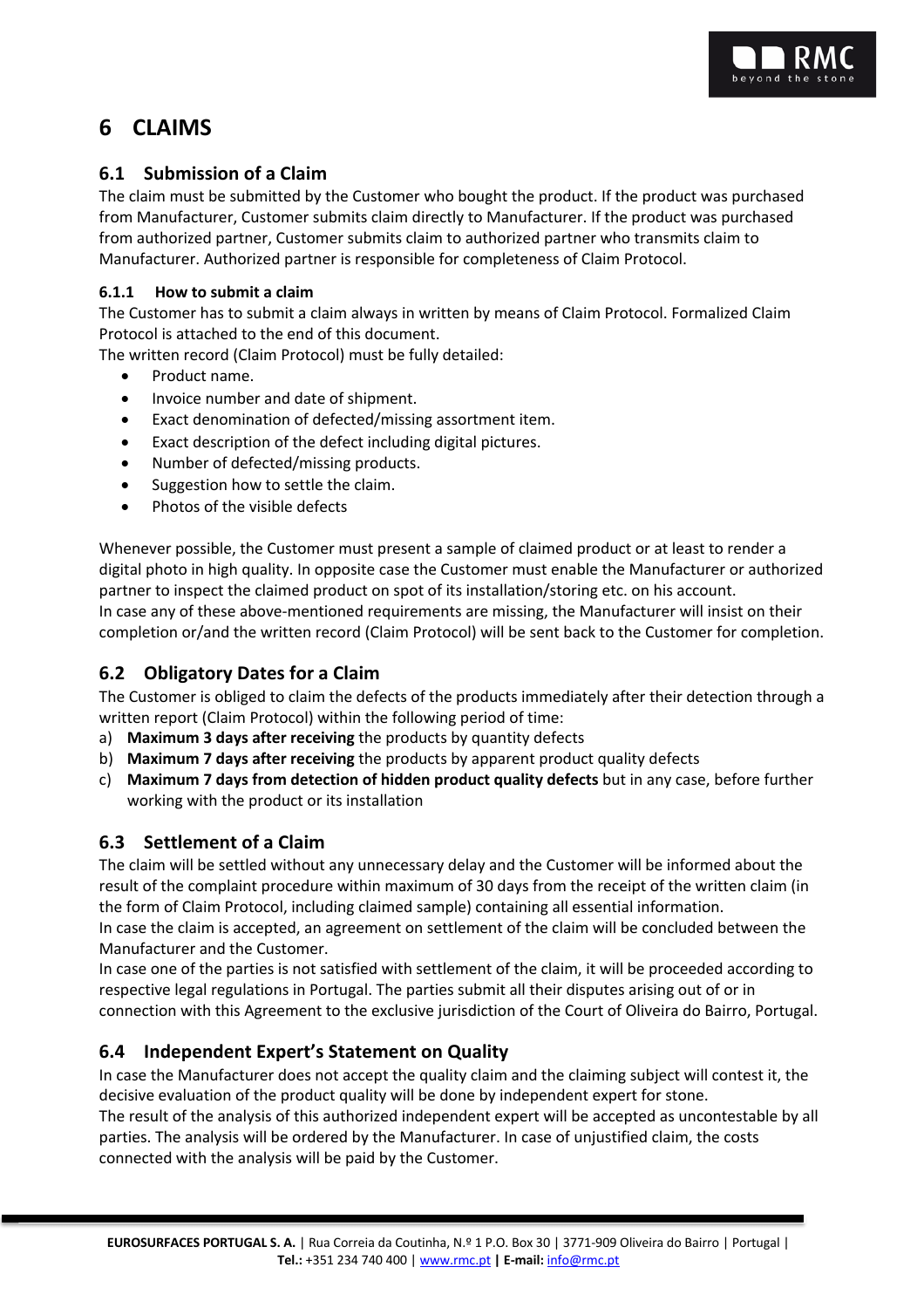# 6 CLAIMS

## 6.1 Submission of a Claim

The claim must be submitted by the Customer who bought the product. If the product was purchased from Manufacturer, Customer submits claim directly to Manufacturer. If the product was purchased from authorized partner, Customer submits claim to authorized partner who transmits claim to Manufacturer. Authorized partner is responsible for completeness of Claim Protocol.

#### 6.1.1 How to submit a claim

The Customer has to submit a claim always in written by means of Claim Protocol. Formalized Claim Protocol is attached to the end of this document.

The written record (Claim Protocol) must be fully detailed:

- Product name.
- Invoice number and date of shipment.
- Exact denomination of defected/missing assortment item.
- Exact description of the defect including digital pictures.
- Number of defected/missing products.
- Suggestion how to settle the claim.
- Photos of the visible defects

Whenever possible, the Customer must present a sample of claimed product or at least to render a digital photo in high quality. In opposite case the Customer must enable the Manufacturer or authorized partner to inspect the claimed product on spot of its installation/storing etc. on his account.

In case any of these above-mentioned requirements are missing, the Manufacturer will insist on their completion or/and the written record (Claim Protocol) will be sent back to the Customer for completion.

## 6.2 Obligatory Dates for a Claim

The Customer is obliged to claim the defects of the products immediately after their detection through a written report (Claim Protocol) within the following period of time:

a) **Maximum 3 days after receiving** the products by quantity defects
b) **Maximum 7 days after receiving** the products by apparent product quality defects
c) **Maximum 7 days from detection of hidden product quality defects** but in any case, before further working with the product or its installation

## 6.3 Settlement of a Claim

The claim will be settled without any unnecessary delay and the Customer will be informed about the result of the complaint procedure within maximum of 30 days from the receipt of the written claim (in the form of Claim Protocol, including claimed sample) containing all essential information.

In case the claim is accepted, an agreement on settlement of the claim will be concluded between the Manufacturer and the Customer.

In case one of the parties is not satisfied with settlement of the claim, it will be proceeded according to respective legal regulations in Portugal. The parties submit all their disputes arising out of or in connection with this Agreement to the exclusive jurisdiction of the Court of Oliveira do Bairro, Portugal.

## 6.4 Independent Expert's Statement on Quality

In case the Manufacturer does not accept the quality claim and the claiming subject will contest it, the decisive evaluation of the product quality will be done by independent expert for stone.

The result of the analysis of this authorized independent expert will be accepted as uncontestable by all parties. The analysis will be ordered by the Manufacturer. In case of unjustified claim, the costs connected with the analysis will be paid by the Customer.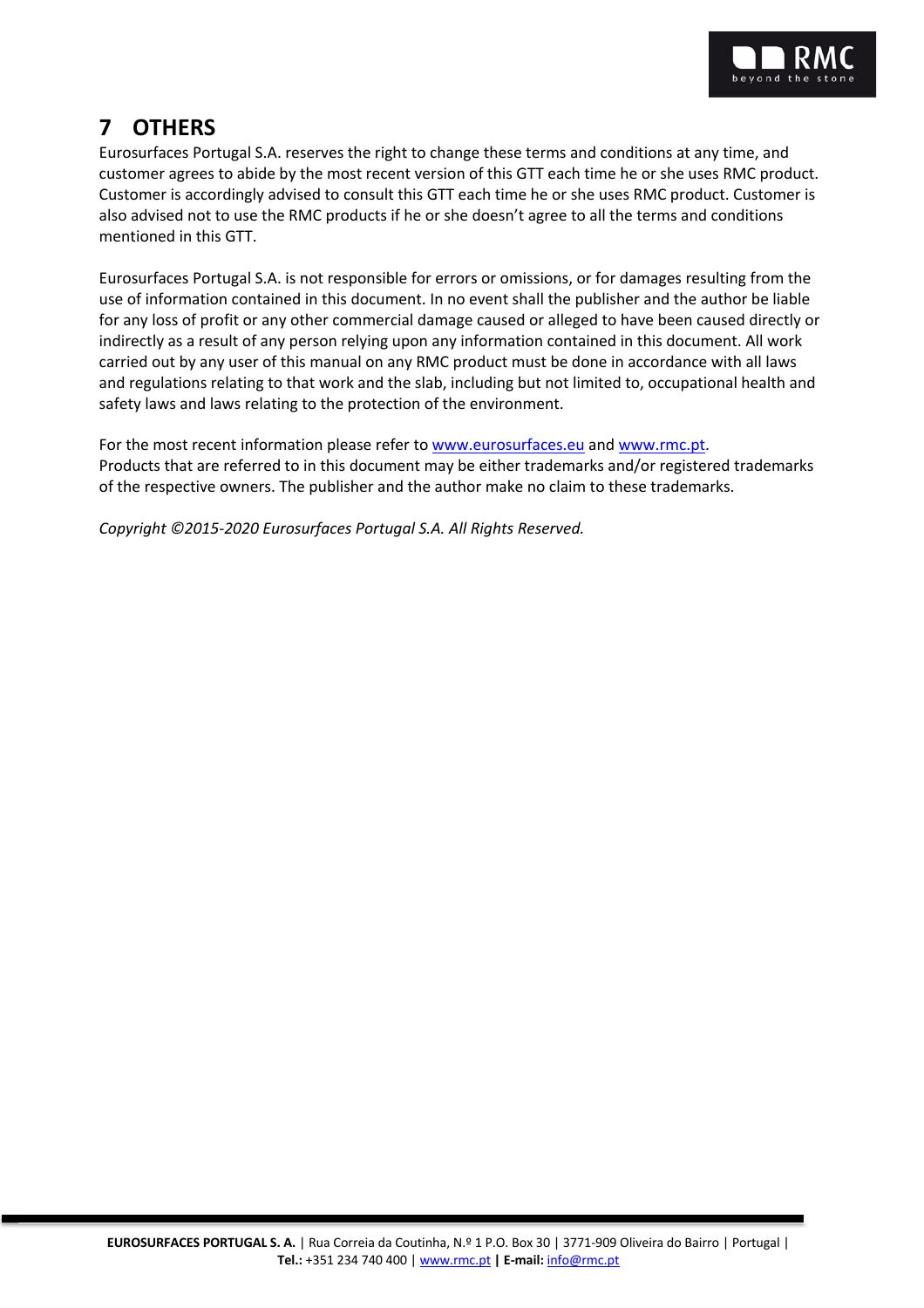## 7 OTHERS

Eurosurfaces Portugal S.A. reserves the right to change these terms and conditions at any time, and customer agrees to abide by the most recent version of this GTT each time he or she uses RMC product. Customer is accordingly advised to consult this GTT each time he or she uses RMC product. Customer is also advised not to use the RMC products if he or she doesn't agree to all the terms and conditions mentioned in this GTT.

Eurosurfaces Portugal S.A. is not responsible for errors or omissions, or for damages resulting from the use of information contained in this document. In no event shall the publisher and the author be liable for any loss of profit or any other commercial damage caused or alleged to have been caused directly or indirectly as a result of any person relying upon any information contained in this document. All work carried out by any user of this manual on any RMC product must be done in accordance with all laws and regulations relating to that work and the slab, including but not limited to, occupational health and safety laws and laws relating to the protection of the environment.

For the most recent information please refer to www.eurosurfaces.eu and www.rmc.pt.
Products that are referred to in this document may be either trademarks and/or registered trademarks of the respective owners. The publisher and the author make no claim to these trademarks.

*Copyright ©2015-2020 Eurosurfaces Portugal S.A. All Rights Reserved.*